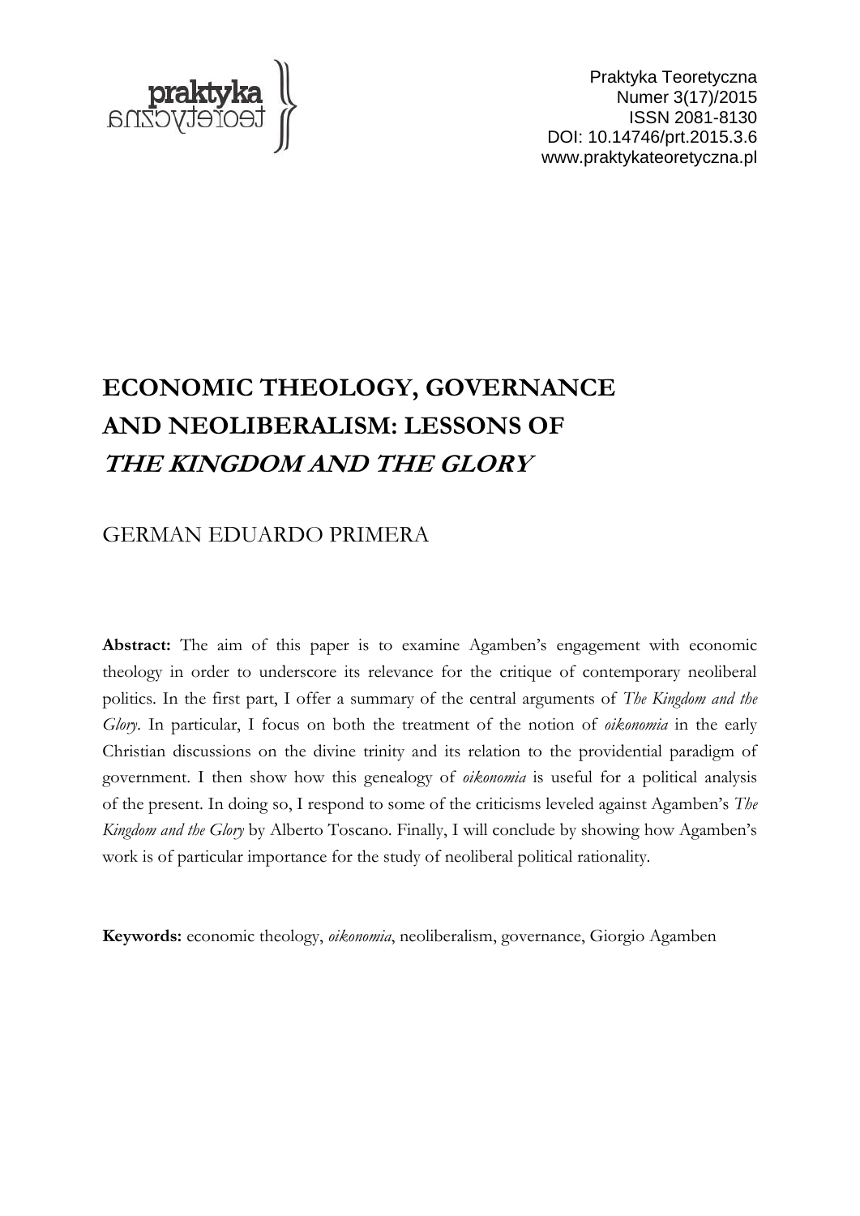Praktyka Teoretyczna
Numer 3(17)/2015
ISSN 2081-8130
DOI: 10.14746/prt.2015.3.6
www.praktykateoretyczna.pl

# ECONOMIC THEOLOGY, GOVERNANCE AND NEOLIBERALISM: LESSONS OF *THE KINGDOM AND THE GLORY*

GERMAN EDUARDO PRIMERA

**Abstract:** The aim of this paper is to examine Agamben's engagement with economic theology in order to underscore its relevance for the critique of contemporary neoliberal politics. In the first part, I offer a summary of the central arguments of *The Kingdom and the Glory*. In particular, I focus on both the treatment of the notion of *oikonomia* in the early Christian discussions on the divine trinity and its relation to the providential paradigm of government. I then show how this genealogy of *oikonomia* is useful for a political analysis of the present. In doing so, I respond to some of the criticisms leveled against Agamben's *The Kingdom and the Glory* by Alberto Toscano. Finally, I will conclude by showing how Agamben's work is of particular importance for the study of neoliberal political rationality.

**Keywords:** economic theology, *oikonomia*, neoliberalism, governance, Giorgio Agamben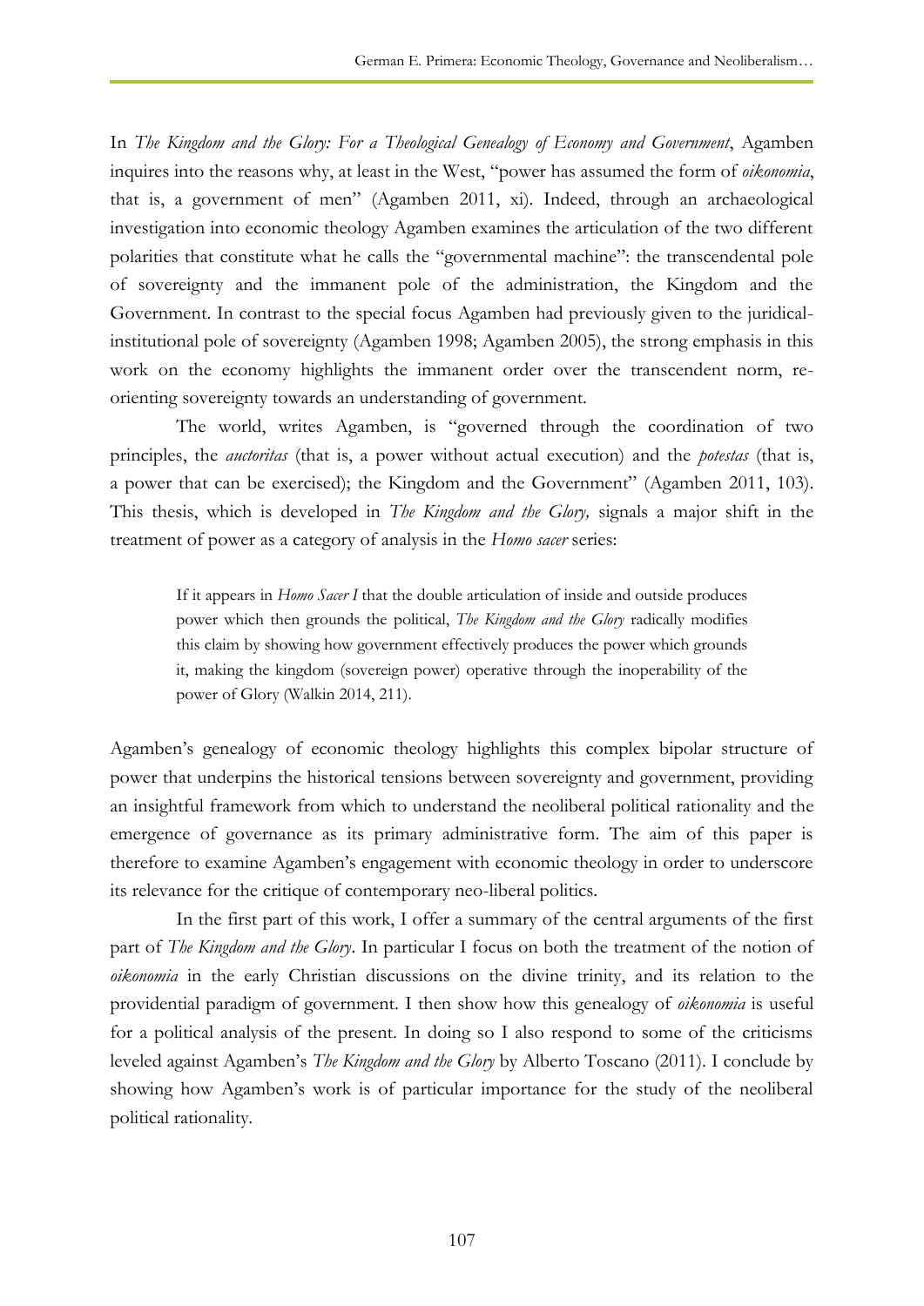In *The Kingdom and the Glory: For a Theological Genealogy of Economy and Government*, Agamben inquires into the reasons why, at least in the West, "power has assumed the form of *oikonomia*, that is, a government of men" (Agamben 2011, xi). Indeed, through an archaeological investigation into economic theology Agamben examines the articulation of the two different polarities that constitute what he calls the "governmental machine": the transcendental pole of sovereignty and the immanent pole of the administration, the Kingdom and the Government. In contrast to the special focus Agamben had previously given to the juridical-institutional pole of sovereignty (Agamben 1998; Agamben 2005), the strong emphasis in this work on the economy highlights the immanent order over the transcendent norm, re-orienting sovereignty towards an understanding of government.

The world, writes Agamben, is "governed through the coordination of two principles, the *auctoritas* (that is, a power without actual execution) and the *potestas* (that is, a power that can be exercised); the Kingdom and the Government" (Agamben 2011, 103). This thesis, which is developed in *The Kingdom and the Glory,* signals a major shift in the treatment of power as a category of analysis in the *Homo sacer* series:

> If it appears in *Homo Sacer I* that the double articulation of inside and outside produces power which then grounds the political, *The Kingdom and the Glory* radically modifies this claim by showing how government effectively produces the power which grounds it, making the kingdom (sovereign power) operative through the inoperability of the power of Glory (Walkin 2014, 211).

Agamben's genealogy of economic theology highlights this complex bipolar structure of power that underpins the historical tensions between sovereignty and government, providing an insightful framework from which to understand the neoliberal political rationality and the emergence of governance as its primary administrative form. The aim of this paper is therefore to examine Agamben's engagement with economic theology in order to underscore its relevance for the critique of contemporary neo-liberal politics.

In the first part of this work, I offer a summary of the central arguments of the first part of *The Kingdom and the Glory*. In particular I focus on both the treatment of the notion of *oikonomia* in the early Christian discussions on the divine trinity, and its relation to the providential paradigm of government. I then show how this genealogy of *oikonomia* is useful for a political analysis of the present. In doing so I also respond to some of the criticisms leveled against Agamben's *The Kingdom and the Glory* by Alberto Toscano (2011). I conclude by showing how Agamben's work is of particular importance for the study of the neoliberal political rationality.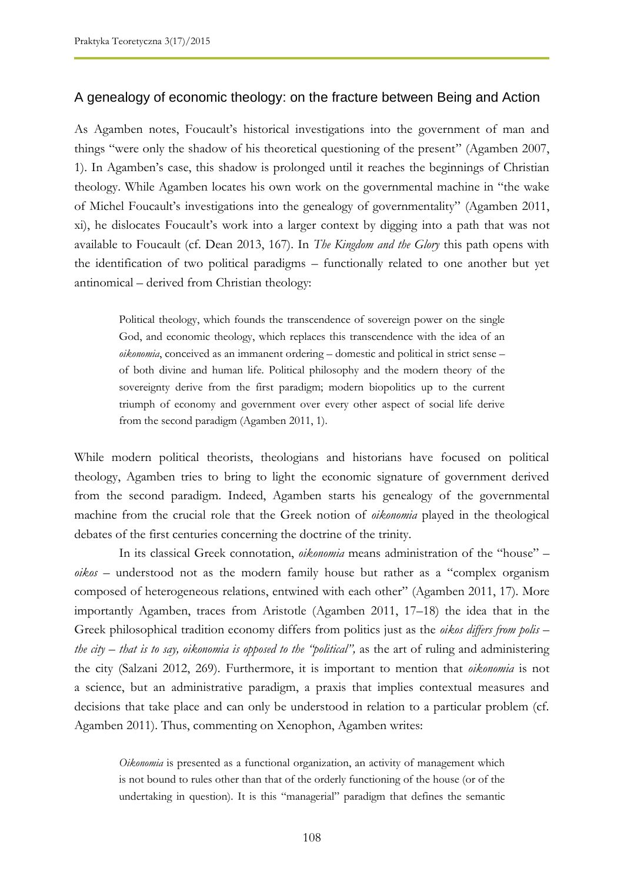## A genealogy of economic theology: on the fracture between Being and Action

As Agamben notes, Foucault's historical investigations into the government of man and things "were only the shadow of his theoretical questioning of the present" (Agamben 2007, 1). In Agamben's case, this shadow is prolonged until it reaches the beginnings of Christian theology. While Agamben locates his own work on the governmental machine in "the wake of Michel Foucault's investigations into the genealogy of governmentality" (Agamben 2011, xi), he dislocates Foucault's work into a larger context by digging into a path that was not available to Foucault (cf. Dean 2013, 167). In *The Kingdom and the Glory* this path opens with the identification of two political paradigms – functionally related to one another but yet antinomical – derived from Christian theology:

> Political theology, which founds the transcendence of sovereign power on the single God, and economic theology, which replaces this transcendence with the idea of an *oikonomia*, conceived as an immanent ordering – domestic and political in strict sense – of both divine and human life. Political philosophy and the modern theory of the sovereignty derive from the first paradigm; modern biopolitics up to the current triumph of economy and government over every other aspect of social life derive from the second paradigm (Agamben 2011, 1).

While modern political theorists, theologians and historians have focused on political theology, Agamben tries to bring to light the economic signature of government derived from the second paradigm. Indeed, Agamben starts his genealogy of the governmental machine from the crucial role that the Greek notion of *oikonomia* played in the theological debates of the first centuries concerning the doctrine of the trinity.

In its classical Greek connotation, *oikonomia* means administration of the "house" – *oikos* – understood not as the modern family house but rather as a "complex organism composed of heterogeneous relations, entwined with each other" (Agamben 2011, 17). More importantly Agamben, traces from Aristotle (Agamben 2011, 17–18) the idea that in the Greek philosophical tradition economy differs from politics just as the *oikos differs from polis – the city – that is to say, oikonomia is opposed to the "political",* as the art of ruling and administering the city (Salzani 2012, 269). Furthermore, it is important to mention that *oikonomia* is not a science, but an administrative paradigm, a praxis that implies contextual measures and decisions that take place and can only be understood in relation to a particular problem (cf. Agamben 2011). Thus, commenting on Xenophon, Agamben writes:

> *Oikonomia* is presented as a functional organization, an activity of management which is not bound to rules other than that of the orderly functioning of the house (or of the undertaking in question). It is this "managerial" paradigm that defines the semantic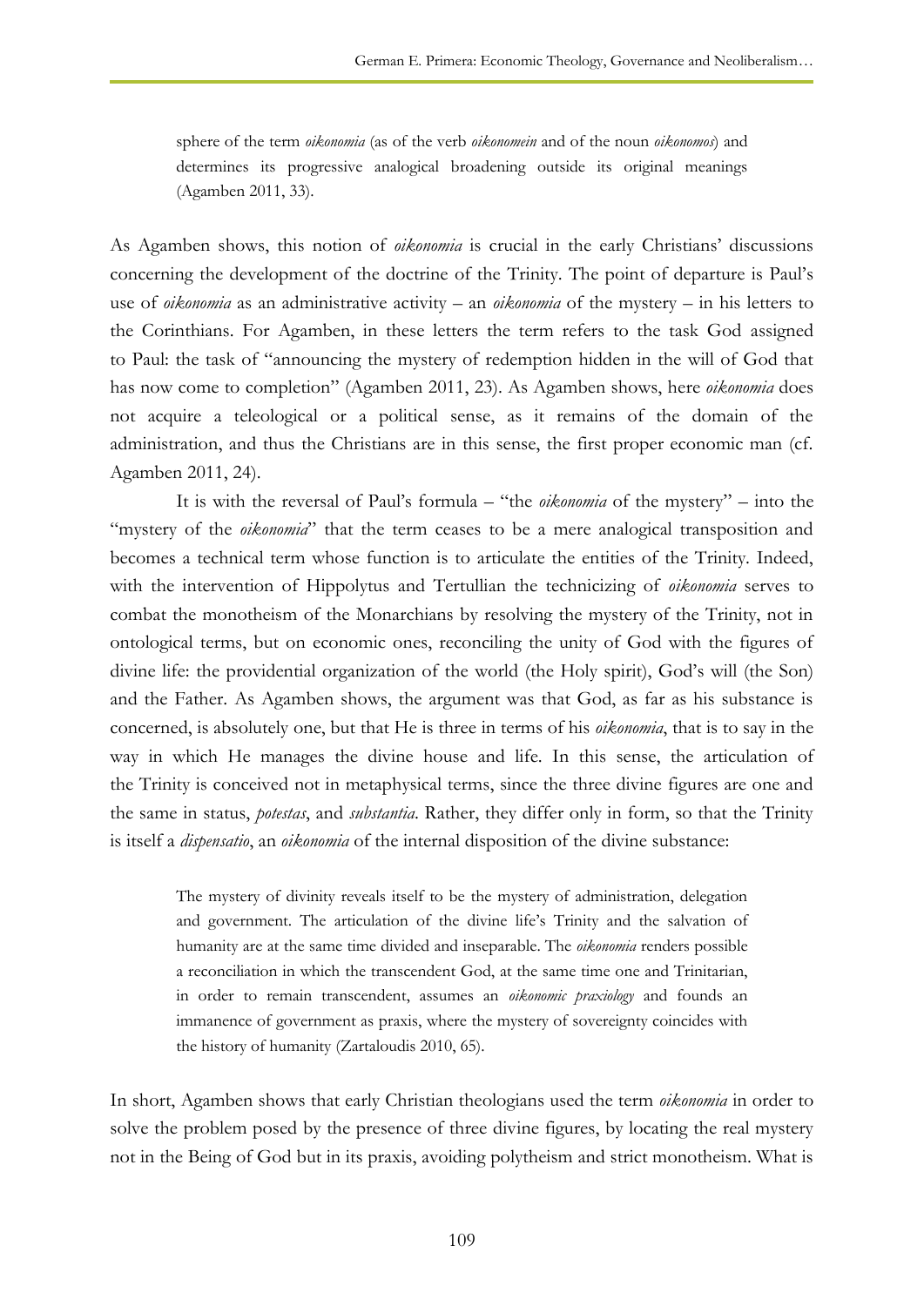> sphere of the term *oikonomia* (as of the verb *oikonomein* and of the noun *oikonomos*) and determines its progressive analogical broadening outside its original meanings (Agamben 2011, 33).

As Agamben shows, this notion of *oikonomia* is crucial in the early Christians' discussions concerning the development of the doctrine of the Trinity. The point of departure is Paul's use of *oikonomia* as an administrative activity – an *oikonomia* of the mystery – in his letters to the Corinthians. For Agamben, in these letters the term refers to the task God assigned to Paul: the task of "announcing the mystery of redemption hidden in the will of God that has now come to completion" (Agamben 2011, 23). As Agamben shows, here *oikonomia* does not acquire a teleological or a political sense, as it remains of the domain of the administration, and thus the Christians are in this sense, the first proper economic man (cf. Agamben 2011, 24).

It is with the reversal of Paul's formula – "the *oikonomia* of the mystery" – into the "mystery of the *oikonomia*" that the term ceases to be a mere analogical transposition and becomes a technical term whose function is to articulate the entities of the Trinity. Indeed, with the intervention of Hippolytus and Tertullian the technicizing of *oikonomia* serves to combat the monotheism of the Monarchians by resolving the mystery of the Trinity, not in ontological terms, but on economic ones, reconciling the unity of God with the figures of divine life: the providential organization of the world (the Holy spirit), God's will (the Son) and the Father. As Agamben shows, the argument was that God, as far as his substance is concerned, is absolutely one, but that He is three in terms of his *oikonomia*, that is to say in the way in which He manages the divine house and life. In this sense, the articulation of the Trinity is conceived not in metaphysical terms, since the three divine figures are one and the same in status, *potestas*, and *substantia*. Rather, they differ only in form, so that the Trinity is itself a *dispensatio*, an *oikonomia* of the internal disposition of the divine substance:

> The mystery of divinity reveals itself to be the mystery of administration, delegation and government. The articulation of the divine life's Trinity and the salvation of humanity are at the same time divided and inseparable. The *oikonomia* renders possible a reconciliation in which the transcendent God, at the same time one and Trinitarian, in order to remain transcendent, assumes an *oikonomic praxiology* and founds an immanence of government as praxis, where the mystery of sovereignty coincides with the history of humanity (Zartaloudis 2010, 65).

In short, Agamben shows that early Christian theologians used the term *oikonomia* in order to solve the problem posed by the presence of three divine figures, by locating the real mystery not in the Being of God but in its praxis, avoiding polytheism and strict monotheism. What is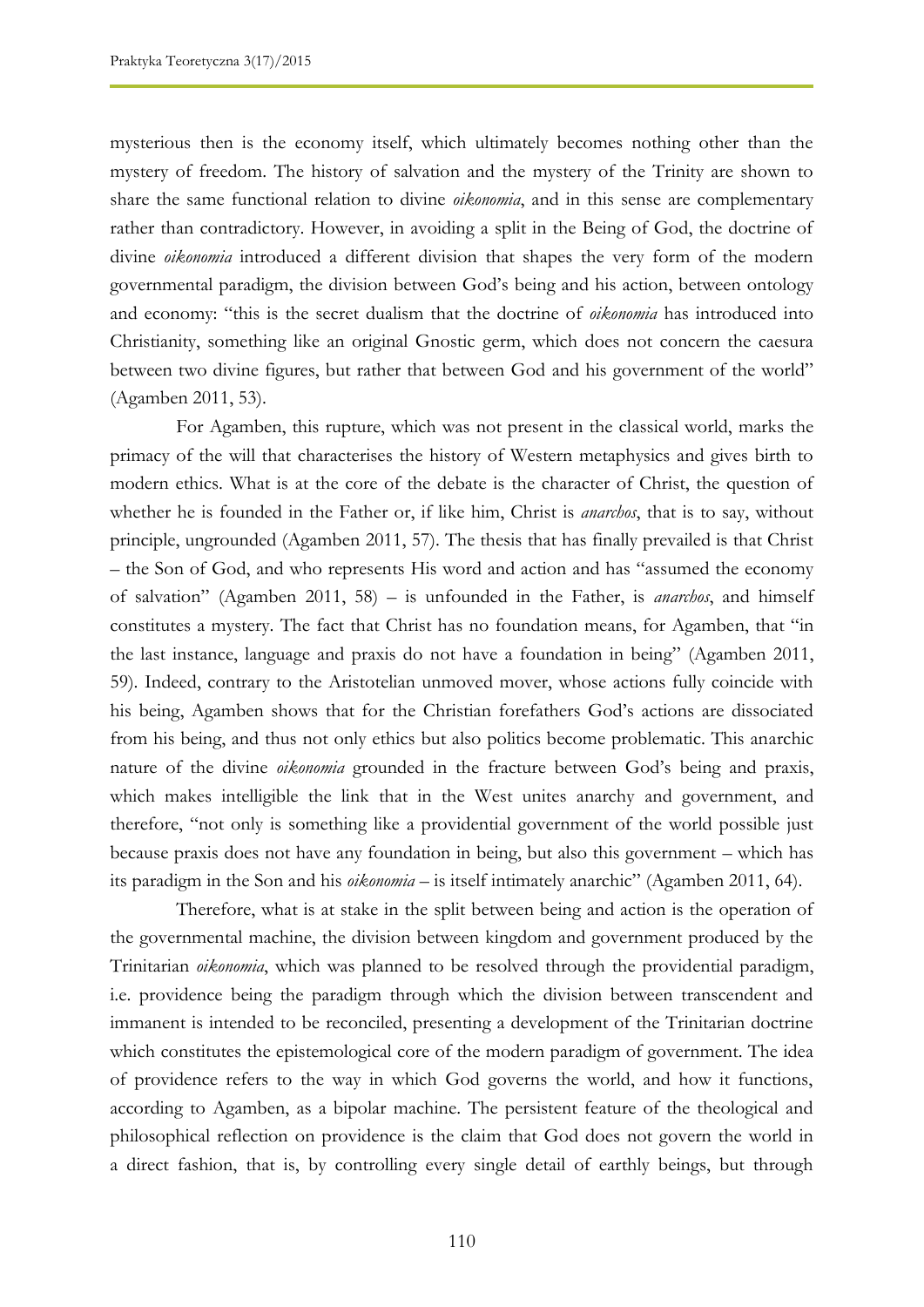mysterious then is the economy itself, which ultimately becomes nothing other than the mystery of freedom. The history of salvation and the mystery of the Trinity are shown to share the same functional relation to divine *oikonomia*, and in this sense are complementary rather than contradictory. However, in avoiding a split in the Being of God, the doctrine of divine *oikonomia* introduced a different division that shapes the very form of the modern governmental paradigm, the division between God's being and his action, between ontology and economy: "this is the secret dualism that the doctrine of *oikonomia* has introduced into Christianity, something like an original Gnostic germ, which does not concern the caesura between two divine figures, but rather that between God and his government of the world" (Agamben 2011, 53).

For Agamben, this rupture, which was not present in the classical world, marks the primacy of the will that characterises the history of Western metaphysics and gives birth to modern ethics. What is at the core of the debate is the character of Christ, the question of whether he is founded in the Father or, if like him, Christ is *anarchos*, that is to say, without principle, ungrounded (Agamben 2011, 57). The thesis that has finally prevailed is that Christ – the Son of God, and who represents His word and action and has "assumed the economy of salvation" (Agamben 2011, 58) – is unfounded in the Father, is *anarchos*, and himself constitutes a mystery. The fact that Christ has no foundation means, for Agamben, that "in the last instance, language and praxis do not have a foundation in being" (Agamben 2011, 59). Indeed, contrary to the Aristotelian unmoved mover, whose actions fully coincide with his being, Agamben shows that for the Christian forefathers God's actions are dissociated from his being, and thus not only ethics but also politics become problematic. This anarchic nature of the divine *oikonomia* grounded in the fracture between God's being and praxis, which makes intelligible the link that in the West unites anarchy and government, and therefore, "not only is something like a providential government of the world possible just because praxis does not have any foundation in being, but also this government – which has its paradigm in the Son and his *oikonomia* – is itself intimately anarchic" (Agamben 2011, 64).

Therefore, what is at stake in the split between being and action is the operation of the governmental machine, the division between kingdom and government produced by the Trinitarian *oikonomia*, which was planned to be resolved through the providential paradigm, i.e. providence being the paradigm through which the division between transcendent and immanent is intended to be reconciled, presenting a development of the Trinitarian doctrine which constitutes the epistemological core of the modern paradigm of government. The idea of providence refers to the way in which God governs the world, and how it functions, according to Agamben, as a bipolar machine. The persistent feature of the theological and philosophical reflection on providence is the claim that God does not govern the world in a direct fashion, that is, by controlling every single detail of earthly beings, but through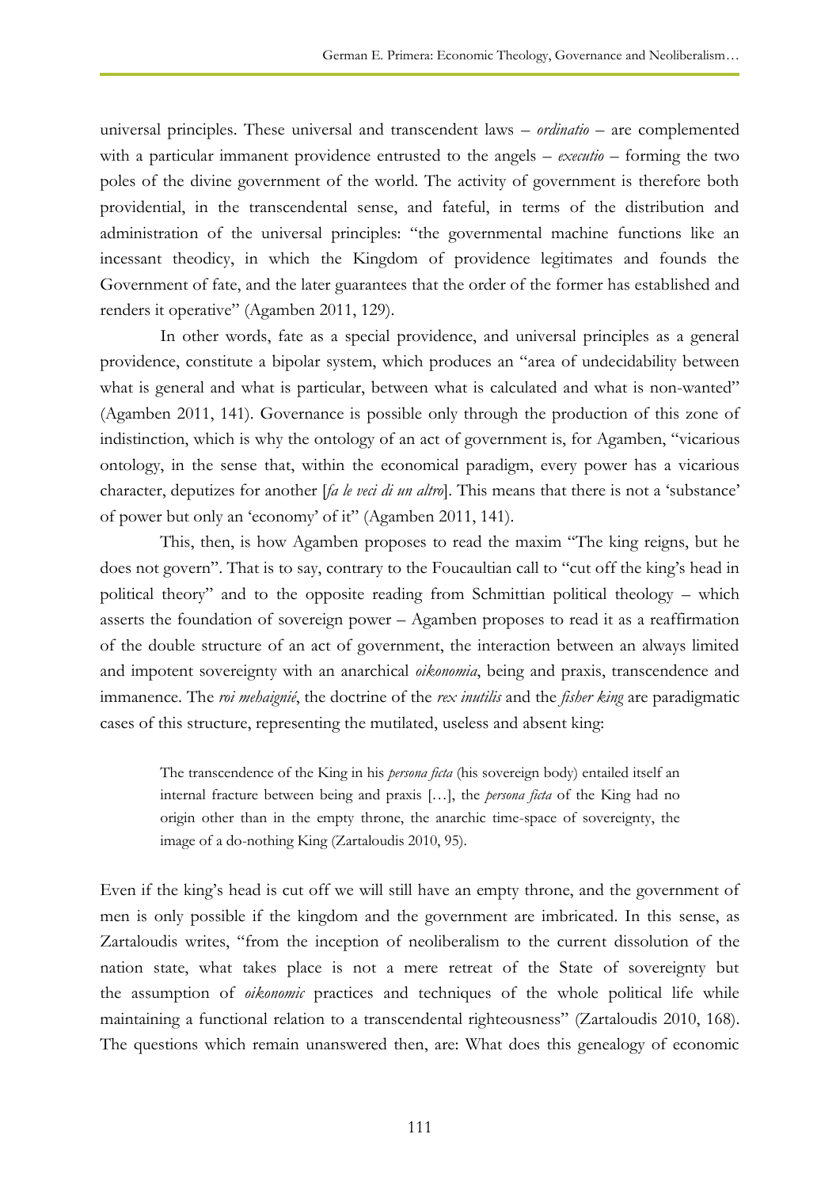universal principles. These universal and transcendent laws – *ordinatio* – are complemented with a particular immanent providence entrusted to the angels – *executio* – forming the two poles of the divine government of the world. The activity of government is therefore both providential, in the transcendental sense, and fateful, in terms of the distribution and administration of the universal principles: "the governmental machine functions like an incessant theodicy, in which the Kingdom of providence legitimates and founds the Government of fate, and the later guarantees that the order of the former has established and renders it operative" (Agamben 2011, 129).

In other words, fate as a special providence, and universal principles as a general providence, constitute a bipolar system, which produces an "area of undecidability between what is general and what is particular, between what is calculated and what is non-wanted" (Agamben 2011, 141). Governance is possible only through the production of this zone of indistinction, which is why the ontology of an act of government is, for Agamben, "vicarious ontology, in the sense that, within the economical paradigm, every power has a vicarious character, deputizes for another [*fa le veci di un altro*]. This means that there is not a 'substance' of power but only an 'economy' of it" (Agamben 2011, 141).

This, then, is how Agamben proposes to read the maxim "The king reigns, but he does not govern". That is to say, contrary to the Foucaultian call to "cut off the king's head in political theory" and to the opposite reading from Schmittian political theology – which asserts the foundation of sovereign power – Agamben proposes to read it as a reaffirmation of the double structure of an act of government, the interaction between an always limited and impotent sovereignty with an anarchical *oikonomia*, being and praxis, transcendence and immanence. The *roi mehaignié*, the doctrine of the *rex inutilis* and the *fisher king* are paradigmatic cases of this structure, representing the mutilated, useless and absent king:

> The transcendence of the King in his *persona ficta* (his sovereign body) entailed itself an internal fracture between being and praxis […], the *persona ficta* of the King had no origin other than in the empty throne, the anarchic time-space of sovereignty, the image of a do-nothing King (Zartaloudis 2010, 95).

Even if the king's head is cut off we will still have an empty throne, and the government of men is only possible if the kingdom and the government are imbricated. In this sense, as Zartaloudis writes, "from the inception of neoliberalism to the current dissolution of the nation state, what takes place is not a mere retreat of the State of sovereignty but the assumption of *oikonomic* practices and techniques of the whole political life while maintaining a functional relation to a transcendental righteousness" (Zartaloudis 2010, 168). The questions which remain unanswered then, are: What does this genealogy of economic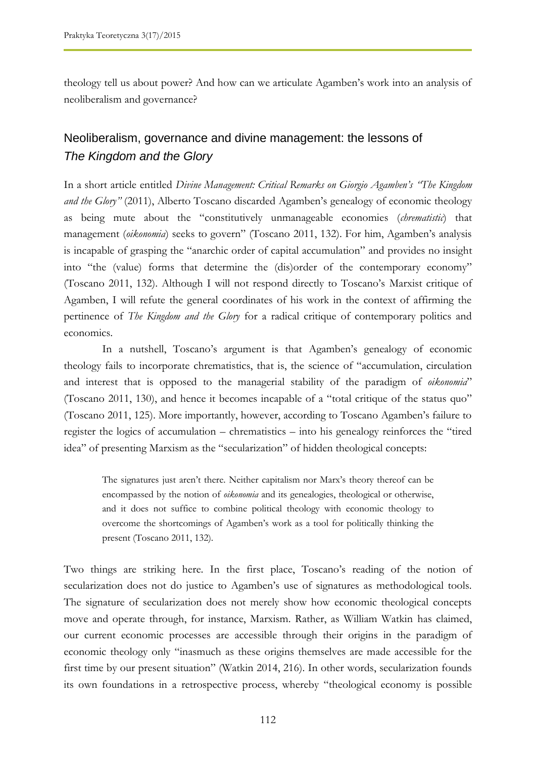theology tell us about power? And how can we articulate Agamben's work into an analysis of neoliberalism and governance?

## Neoliberalism, governance and divine management: the lessons of *The Kingdom and the Glory*

In a short article entitled *Divine Management: Critical Remarks on Giorgio Agamben's "The Kingdom and the Glory"* (2011), Alberto Toscano discarded Agamben's genealogy of economic theology as being mute about the "constitutively unmanageable economies (*chrematistic*) that management (*oikonomia*) seeks to govern" (Toscano 2011, 132). For him, Agamben's analysis is incapable of grasping the "anarchic order of capital accumulation" and provides no insight into "the (value) forms that determine the (dis)order of the contemporary economy" (Toscano 2011, 132). Although I will not respond directly to Toscano's Marxist critique of Agamben, I will refute the general coordinates of his work in the context of affirming the pertinence of *The Kingdom and the Glory* for a radical critique of contemporary politics and economics.

In a nutshell, Toscano's argument is that Agamben's genealogy of economic theology fails to incorporate chrematistics, that is, the science of "accumulation, circulation and interest that is opposed to the managerial stability of the paradigm of *oikonomia*" (Toscano 2011, 130), and hence it becomes incapable of a "total critique of the status quo" (Toscano 2011, 125). More importantly, however, according to Toscano Agamben's failure to register the logics of accumulation – chrematistics – into his genealogy reinforces the "tired idea" of presenting Marxism as the "secularization" of hidden theological concepts:

> The signatures just aren't there. Neither capitalism nor Marx's theory thereof can be encompassed by the notion of *oikonomia* and its genealogies, theological or otherwise, and it does not suffice to combine political theology with economic theology to overcome the shortcomings of Agamben's work as a tool for politically thinking the present (Toscano 2011, 132).

Two things are striking here. In the first place, Toscano's reading of the notion of secularization does not do justice to Agamben's use of signatures as methodological tools. The signature of secularization does not merely show how economic theological concepts move and operate through, for instance, Marxism. Rather, as William Watkin has claimed, our current economic processes are accessible through their origins in the paradigm of economic theology only "inasmuch as these origins themselves are made accessible for the first time by our present situation" (Watkin 2014, 216). In other words, secularization founds its own foundations in a retrospective process, whereby "theological economy is possible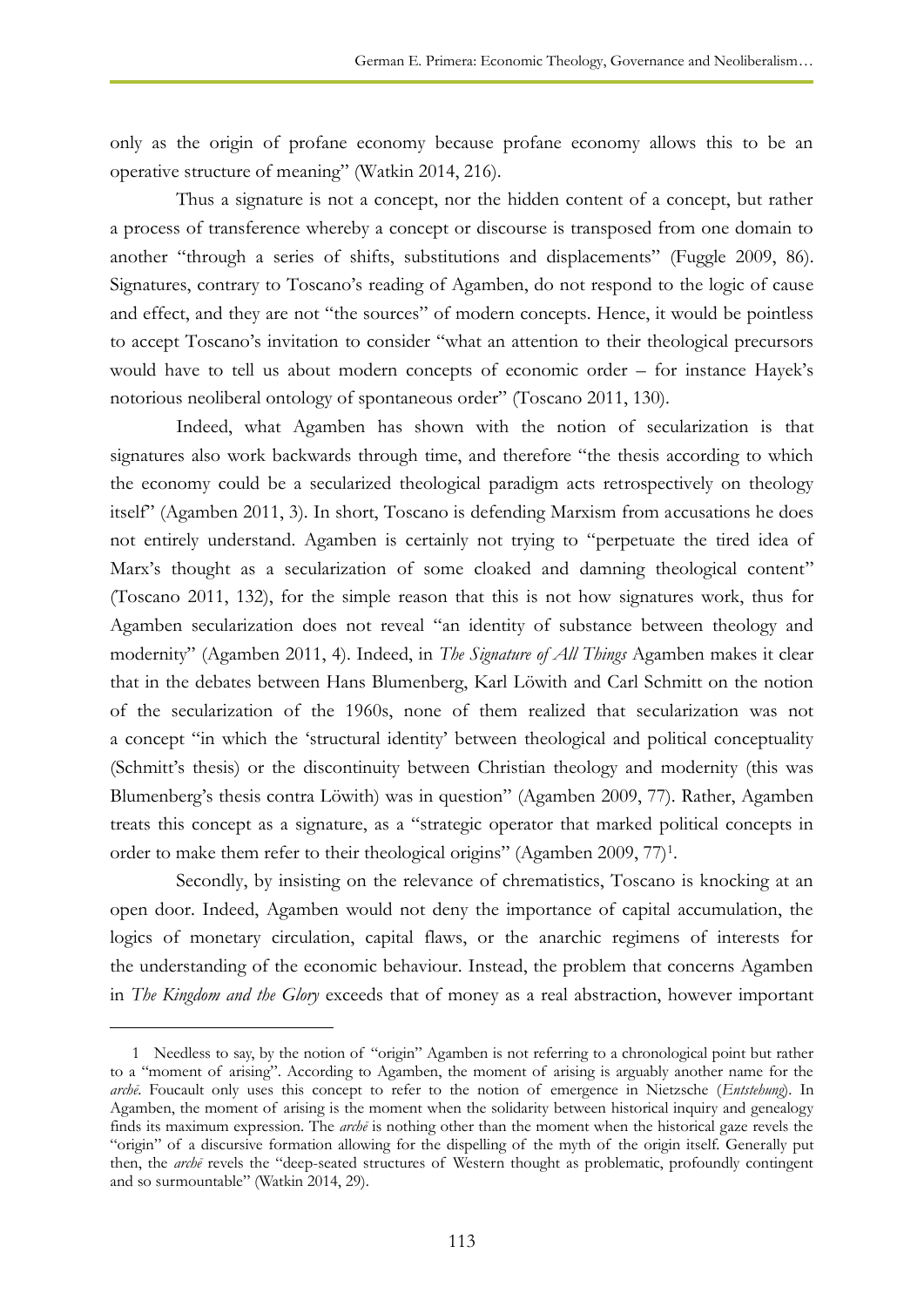only as the origin of profane economy because profane economy allows this to be an operative structure of meaning" (Watkin 2014, 216).

Thus a signature is not a concept, nor the hidden content of a concept, but rather a process of transference whereby a concept or discourse is transposed from one domain to another "through a series of shifts, substitutions and displacements" (Fuggle 2009, 86). Signatures, contrary to Toscano's reading of Agamben, do not respond to the logic of cause and effect, and they are not "the sources" of modern concepts. Hence, it would be pointless to accept Toscano's invitation to consider "what an attention to their theological precursors would have to tell us about modern concepts of economic order – for instance Hayek's notorious neoliberal ontology of spontaneous order" (Toscano 2011, 130).

Indeed, what Agamben has shown with the notion of secularization is that signatures also work backwards through time, and therefore "the thesis according to which the economy could be a secularized theological paradigm acts retrospectively on theology itself" (Agamben 2011, 3). In short, Toscano is defending Marxism from accusations he does not entirely understand. Agamben is certainly not trying to "perpetuate the tired idea of Marx's thought as a secularization of some cloaked and damning theological content" (Toscano 2011, 132), for the simple reason that this is not how signatures work, thus for Agamben secularization does not reveal "an identity of substance between theology and modernity" (Agamben 2011, 4). Indeed, in *The Signature of All Things* Agamben makes it clear that in the debates between Hans Blumenberg, Karl Löwith and Carl Schmitt on the notion of the secularization of the 1960s, none of them realized that secularization was not a concept "in which the 'structural identity' between theological and political conceptuality (Schmitt's thesis) or the discontinuity between Christian theology and modernity (this was Blumenberg's thesis contra Löwith) was in question" (Agamben 2009, 77). Rather, Agamben treats this concept as a signature, as a "strategic operator that marked political concepts in order to make them refer to their theological origins" (Agamben 2009, 77)[1].

Secondly, by insisting on the relevance of chrematistics, Toscano is knocking at an open door. Indeed, Agamben would not deny the importance of capital accumulation, the logics of monetary circulation, capital flaws, or the anarchic regimens of interests for the understanding of the economic behaviour. Instead, the problem that concerns Agamben in *The Kingdom and the Glory* exceeds that of money as a real abstraction, however important

---

1 Needless to say, by the notion of "origin" Agamben is not referring to a chronological point but rather to a "moment of arising". According to Agamben, the moment of arising is arguably another name for the *archē*. Foucault only uses this concept to refer to the notion of emergence in Nietzsche (*Entstehung*). In Agamben, the moment of arising is the moment when the solidarity between historical inquiry and genealogy finds its maximum expression. The *archē* is nothing other than the moment when the historical gaze revels the "origin" of a discursive formation allowing for the dispelling of the myth of the origin itself. Generally put then, the *archē* revels the "deep-seated structures of Western thought as problematic, profoundly contingent and so surmountable" (Watkin 2014, 29).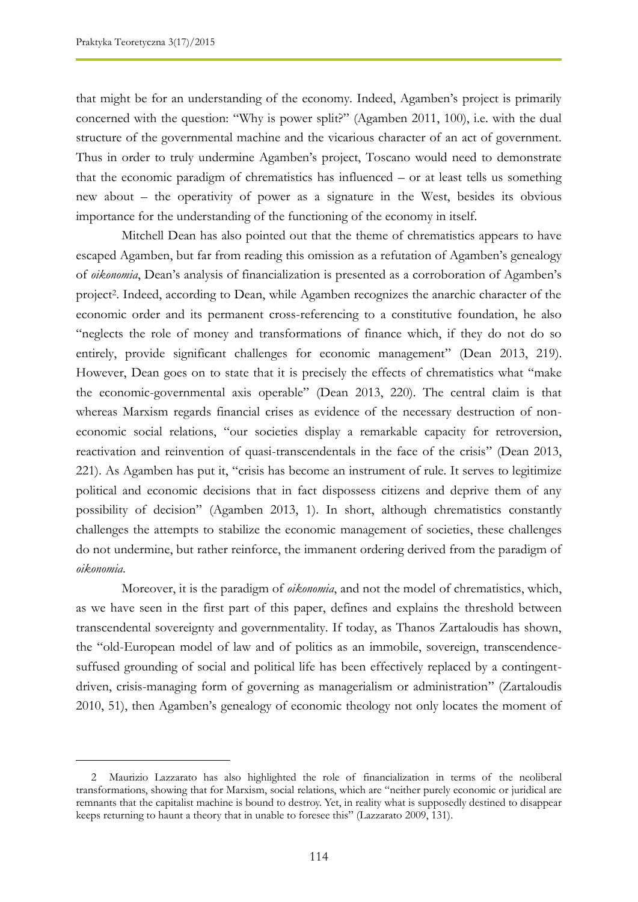that might be for an understanding of the economy. Indeed, Agamben's project is primarily concerned with the question: "Why is power split?" (Agamben 2011, 100), i.e. with the dual structure of the governmental machine and the vicarious character of an act of government. Thus in order to truly undermine Agamben's project, Toscano would need to demonstrate that the economic paradigm of chrematistics has influenced – or at least tells us something new about – the operativity of power as a signature in the West, besides its obvious importance for the understanding of the functioning of the economy in itself.

Mitchell Dean has also pointed out that the theme of chrematistics appears to have escaped Agamben, but far from reading this omission as a refutation of Agamben's genealogy of *oikonomia*, Dean's analysis of financialization is presented as a corroboration of Agamben's project[2]. Indeed, according to Dean, while Agamben recognizes the anarchic character of the economic order and its permanent cross-referencing to a constitutive foundation, he also "neglects the role of money and transformations of finance which, if they do not do so entirely, provide significant challenges for economic management" (Dean 2013, 219). However, Dean goes on to state that it is precisely the effects of chrematistics what "make the economic-governmental axis operable" (Dean 2013, 220). The central claim is that whereas Marxism regards financial crises as evidence of the necessary destruction of non-economic social relations, "our societies display a remarkable capacity for retroversion, reactivation and reinvention of quasi-transcendentals in the face of the crisis" (Dean 2013, 221). As Agamben has put it, "crisis has become an instrument of rule. It serves to legitimize political and economic decisions that in fact dispossess citizens and deprive them of any possibility of decision" (Agamben 2013, 1). In short, although chrematistics constantly challenges the attempts to stabilize the economic management of societies, these challenges do not undermine, but rather reinforce, the immanent ordering derived from the paradigm of *oikonomia*.

Moreover, it is the paradigm of *oikonomia*, and not the model of chrematistics, which, as we have seen in the first part of this paper, defines and explains the threshold between transcendental sovereignty and governmentality. If today, as Thanos Zartaloudis has shown, the "old-European model of law and of politics as an immobile, sovereign, transcendence-suffused grounding of social and political life has been effectively replaced by a contingent-driven, crisis-managing form of governing as managerialism or administration" (Zartaloudis 2010, 51), then Agamben's genealogy of economic theology not only locates the moment of

---

2 Maurizio Lazzarato has also highlighted the role of financialization in terms of the neoliberal transformations, showing that for Marxism, social relations, which are "neither purely economic or juridical are remnants that the capitalist machine is bound to destroy. Yet, in reality what is supposedly destined to disappear keeps returning to haunt a theory that in unable to foresee this" (Lazzarato 2009, 131).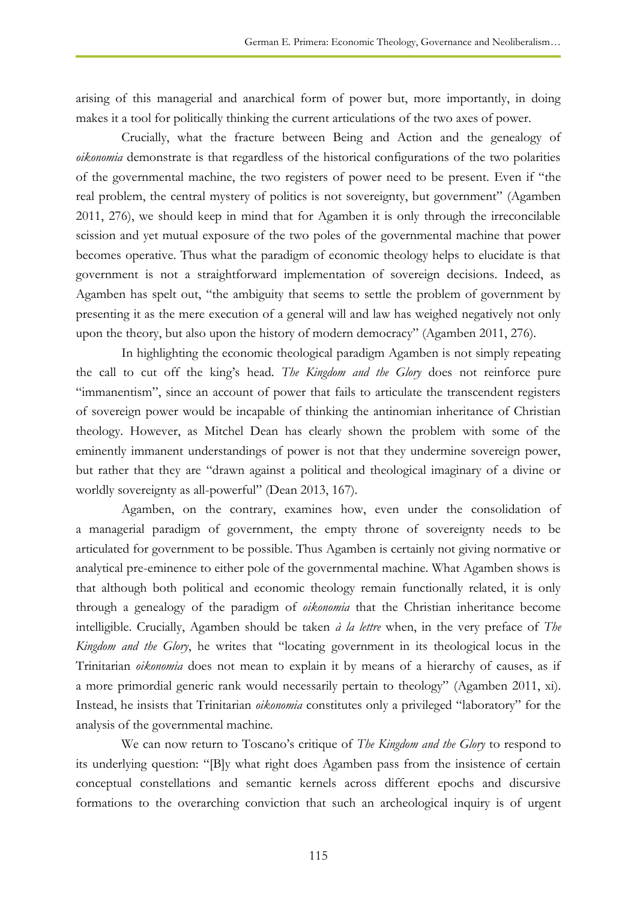arising of this managerial and anarchical form of power but, more importantly, in doing makes it a tool for politically thinking the current articulations of the two axes of power.

Crucially, what the fracture between Being and Action and the genealogy of *oikonomia* demonstrate is that regardless of the historical configurations of the two polarities of the governmental machine, the two registers of power need to be present. Even if "the real problem, the central mystery of politics is not sovereignty, but government" (Agamben 2011, 276), we should keep in mind that for Agamben it is only through the irreconcilable scission and yet mutual exposure of the two poles of the governmental machine that power becomes operative. Thus what the paradigm of economic theology helps to elucidate is that government is not a straightforward implementation of sovereign decisions. Indeed, as Agamben has spelt out, "the ambiguity that seems to settle the problem of government by presenting it as the mere execution of a general will and law has weighed negatively not only upon the theory, but also upon the history of modern democracy" (Agamben 2011, 276).

In highlighting the economic theological paradigm Agamben is not simply repeating the call to cut off the king's head. *The Kingdom and the Glory* does not reinforce pure "immanentism", since an account of power that fails to articulate the transcendent registers of sovereign power would be incapable of thinking the antinomian inheritance of Christian theology. However, as Mitchel Dean has clearly shown the problem with some of the eminently immanent understandings of power is not that they undermine sovereign power, but rather that they are "drawn against a political and theological imaginary of a divine or worldly sovereignty as all-powerful" (Dean 2013, 167).

Agamben, on the contrary, examines how, even under the consolidation of a managerial paradigm of government, the empty throne of sovereignty needs to be articulated for government to be possible. Thus Agamben is certainly not giving normative or analytical pre-eminence to either pole of the governmental machine. What Agamben shows is that although both political and economic theology remain functionally related, it is only through a genealogy of the paradigm of *oikonomia* that the Christian inheritance become intelligible. Crucially, Agamben should be taken *à la lettre* when, in the very preface of *The Kingdom and the Glory*, he writes that "locating government in its theological locus in the Trinitarian *oikonomia* does not mean to explain it by means of a hierarchy of causes, as if a more primordial generic rank would necessarily pertain to theology" (Agamben 2011, xi). Instead, he insists that Trinitarian *oikonomia* constitutes only a privileged "laboratory" for the analysis of the governmental machine.

We can now return to Toscano's critique of *The Kingdom and the Glory* to respond to its underlying question: "[B]y what right does Agamben pass from the insistence of certain conceptual constellations and semantic kernels across different epochs and discursive formations to the overarching conviction that such an archeological inquiry is of urgent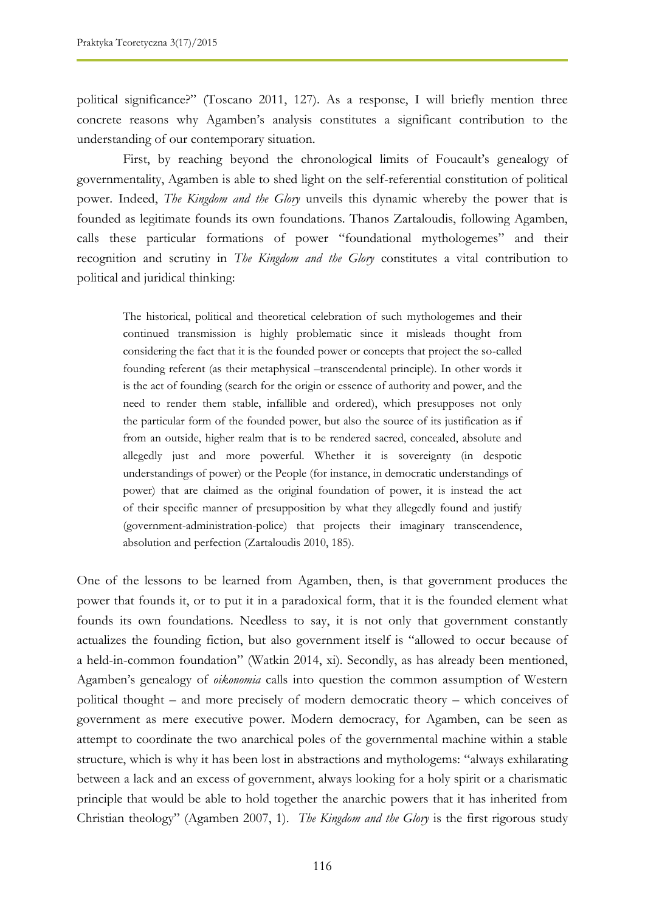political significance?" (Toscano 2011, 127). As a response, I will briefly mention three concrete reasons why Agamben's analysis constitutes a significant contribution to the understanding of our contemporary situation.

First, by reaching beyond the chronological limits of Foucault's genealogy of governmentality, Agamben is able to shed light on the self-referential constitution of political power. Indeed, *The Kingdom and the Glory* unveils this dynamic whereby the power that is founded as legitimate founds its own foundations. Thanos Zartaloudis, following Agamben, calls these particular formations of power "foundational mythologemes" and their recognition and scrutiny in *The Kingdom and the Glory* constitutes a vital contribution to political and juridical thinking:

> The historical, political and theoretical celebration of such mythologemes and their continued transmission is highly problematic since it misleads thought from considering the fact that it is the founded power or concepts that project the so-called founding referent (as their metaphysical –transcendental principle). In other words it is the act of founding (search for the origin or essence of authority and power, and the need to render them stable, infallible and ordered), which presupposes not only the particular form of the founded power, but also the source of its justification as if from an outside, higher realm that is to be rendered sacred, concealed, absolute and allegedly just and more powerful. Whether it is sovereignty (in despotic understandings of power) or the People (for instance, in democratic understandings of power) that are claimed as the original foundation of power, it is instead the act of their specific manner of presupposition by what they allegedly found and justify (government-administration-police) that projects their imaginary transcendence, absolution and perfection (Zartaloudis 2010, 185).

One of the lessons to be learned from Agamben, then, is that government produces the power that founds it, or to put it in a paradoxical form, that it is the founded element what founds its own foundations. Needless to say, it is not only that government constantly actualizes the founding fiction, but also government itself is "allowed to occur because of a held-in-common foundation" (Watkin 2014, xi). Secondly, as has already been mentioned, Agamben's genealogy of *oikonomia* calls into question the common assumption of Western political thought – and more precisely of modern democratic theory – which conceives of government as mere executive power. Modern democracy, for Agamben, can be seen as attempt to coordinate the two anarchical poles of the governmental machine within a stable structure, which is why it has been lost in abstractions and mythologems: "always exhilarating between a lack and an excess of government, always looking for a holy spirit or a charismatic principle that would be able to hold together the anarchic powers that it has inherited from Christian theology" (Agamben 2007, 1). *The Kingdom and the Glory* is the first rigorous study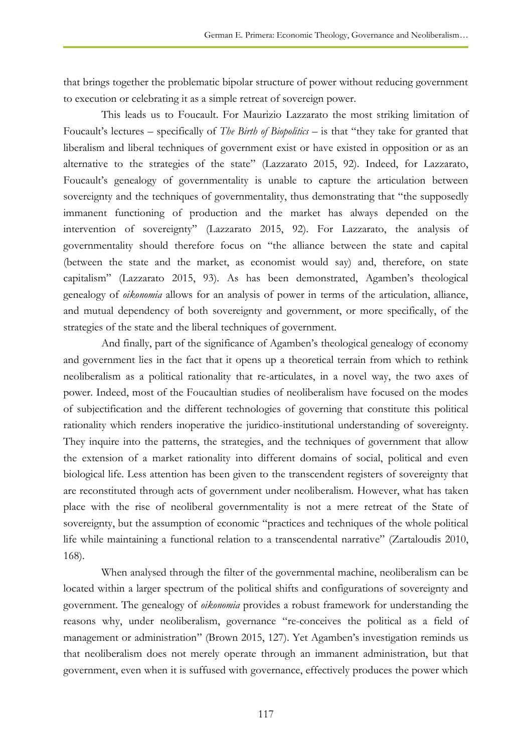that brings together the problematic bipolar structure of power without reducing government to execution or celebrating it as a simple retreat of sovereign power.

This leads us to Foucault. For Maurizio Lazzarato the most striking limitation of Foucault's lectures – specifically of *The Birth of Biopolitics* – is that "they take for granted that liberalism and liberal techniques of government exist or have existed in opposition or as an alternative to the strategies of the state" (Lazzarato 2015, 92). Indeed, for Lazzarato, Foucault's genealogy of governmentality is unable to capture the articulation between sovereignty and the techniques of governmentality, thus demonstrating that "the supposedly immanent functioning of production and the market has always depended on the intervention of sovereignty" (Lazzarato 2015, 92). For Lazzarato, the analysis of governmentality should therefore focus on "the alliance between the state and capital (between the state and the market, as economist would say) and, therefore, on state capitalism" (Lazzarato 2015, 93). As has been demonstrated, Agamben's theological genealogy of *oikonomia* allows for an analysis of power in terms of the articulation, alliance, and mutual dependency of both sovereignty and government, or more specifically, of the strategies of the state and the liberal techniques of government.

And finally, part of the significance of Agamben's theological genealogy of economy and government lies in the fact that it opens up a theoretical terrain from which to rethink neoliberalism as a political rationality that re-articulates, in a novel way, the two axes of power. Indeed, most of the Foucaultian studies of neoliberalism have focused on the modes of subjectification and the different technologies of governing that constitute this political rationality which renders inoperative the juridico-institutional understanding of sovereignty. They inquire into the patterns, the strategies, and the techniques of government that allow the extension of a market rationality into different domains of social, political and even biological life. Less attention has been given to the transcendent registers of sovereignty that are reconstituted through acts of government under neoliberalism. However, what has taken place with the rise of neoliberal governmentality is not a mere retreat of the State of sovereignty, but the assumption of economic "practices and techniques of the whole political life while maintaining a functional relation to a transcendental narrative" (Zartaloudis 2010, 168).

When analysed through the filter of the governmental machine, neoliberalism can be located within a larger spectrum of the political shifts and configurations of sovereignty and government. The genealogy of *oikonomia* provides a robust framework for understanding the reasons why, under neoliberalism, governance "re-conceives the political as a field of management or administration" (Brown 2015, 127). Yet Agamben's investigation reminds us that neoliberalism does not merely operate through an immanent administration, but that government, even when it is suffused with governance, effectively produces the power which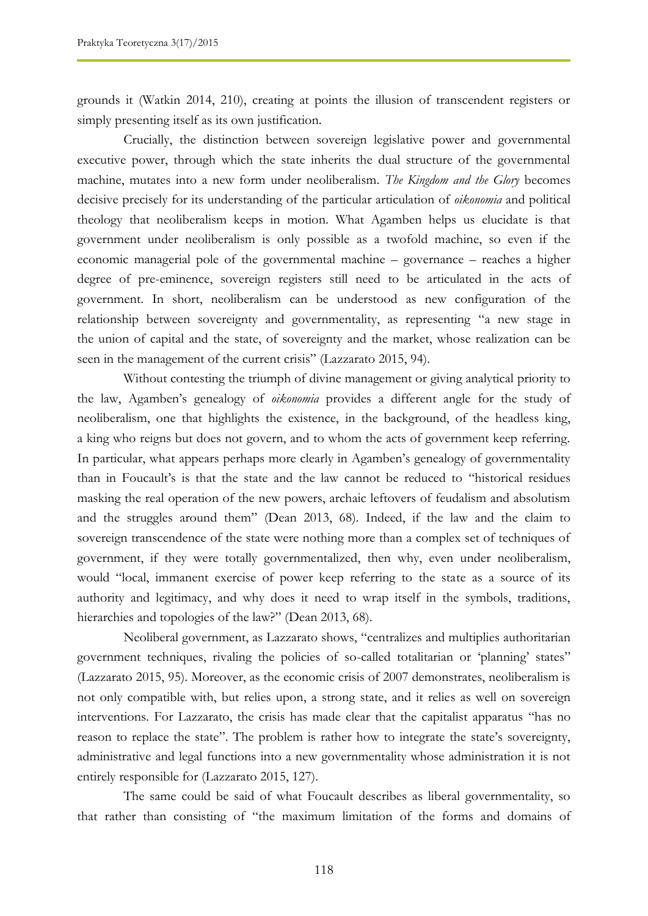grounds it (Watkin 2014, 210), creating at points the illusion of transcendent registers or simply presenting itself as its own justification.

Crucially, the distinction between sovereign legislative power and governmental executive power, through which the state inherits the dual structure of the governmental machine, mutates into a new form under neoliberalism. *The Kingdom and the Glory* becomes decisive precisely for its understanding of the particular articulation of *oikonomia* and political theology that neoliberalism keeps in motion. What Agamben helps us elucidate is that government under neoliberalism is only possible as a twofold machine, so even if the economic managerial pole of the governmental machine – governance – reaches a higher degree of pre-eminence, sovereign registers still need to be articulated in the acts of government. In short, neoliberalism can be understood as new configuration of the relationship between sovereignty and governmentality, as representing "a new stage in the union of capital and the state, of sovereignty and the market, whose realization can be seen in the management of the current crisis" (Lazzarato 2015, 94).

Without contesting the triumph of divine management or giving analytical priority to the law, Agamben's genealogy of *oikonomia* provides a different angle for the study of neoliberalism, one that highlights the existence, in the background, of the headless king, a king who reigns but does not govern, and to whom the acts of government keep referring. In particular, what appears perhaps more clearly in Agamben's genealogy of governmentality than in Foucault's is that the state and the law cannot be reduced to "historical residues masking the real operation of the new powers, archaic leftovers of feudalism and absolutism and the struggles around them" (Dean 2013, 68). Indeed, if the law and the claim to sovereign transcendence of the state were nothing more than a complex set of techniques of government, if they were totally governmentalized, then why, even under neoliberalism, would "local, immanent exercise of power keep referring to the state as a source of its authority and legitimacy, and why does it need to wrap itself in the symbols, traditions, hierarchies and topologies of the law?" (Dean 2013, 68).

Neoliberal government, as Lazzarato shows, "centralizes and multiplies authoritarian government techniques, rivaling the policies of so-called totalitarian or 'planning' states" (Lazzarato 2015, 95). Moreover, as the economic crisis of 2007 demonstrates, neoliberalism is not only compatible with, but relies upon, a strong state, and it relies as well on sovereign interventions. For Lazzarato, the crisis has made clear that the capitalist apparatus "has no reason to replace the state". The problem is rather how to integrate the state's sovereignty, administrative and legal functions into a new governmentality whose administration it is not entirely responsible for (Lazzarato 2015, 127).

The same could be said of what Foucault describes as liberal governmentality, so that rather than consisting of "the maximum limitation of the forms and domains of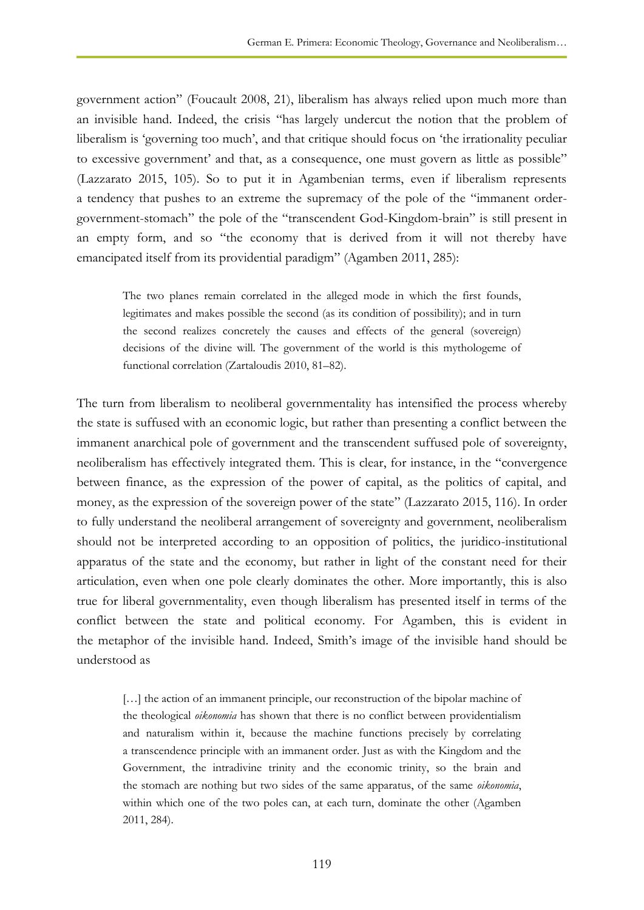government action" (Foucault 2008, 21), liberalism has always relied upon much more than an invisible hand. Indeed, the crisis "has largely undercut the notion that the problem of liberalism is 'governing too much', and that critique should focus on 'the irrationality peculiar to excessive government' and that, as a consequence, one must govern as little as possible" (Lazzarato 2015, 105). So to put it in Agambenian terms, even if liberalism represents a tendency that pushes to an extreme the supremacy of the pole of the "immanent order-government-stomach" the pole of the "transcendent God-Kingdom-brain" is still present in an empty form, and so "the economy that is derived from it will not thereby have emancipated itself from its providential paradigm" (Agamben 2011, 285):

> The two planes remain correlated in the alleged mode in which the first founds, legitimates and makes possible the second (as its condition of possibility); and in turn the second realizes concretely the causes and effects of the general (sovereign) decisions of the divine will. The government of the world is this mythologeme of functional correlation (Zartaloudis 2010, 81–82).

The turn from liberalism to neoliberal governmentality has intensified the process whereby the state is suffused with an economic logic, but rather than presenting a conflict between the immanent anarchical pole of government and the transcendent suffused pole of sovereignty, neoliberalism has effectively integrated them. This is clear, for instance, in the "convergence between finance, as the expression of the power of capital, as the politics of capital, and money, as the expression of the sovereign power of the state" (Lazzarato 2015, 116). In order to fully understand the neoliberal arrangement of sovereignty and government, neoliberalism should not be interpreted according to an opposition of politics, the juridico-institutional apparatus of the state and the economy, but rather in light of the constant need for their articulation, even when one pole clearly dominates the other. More importantly, this is also true for liberal governmentality, even though liberalism has presented itself in terms of the conflict between the state and political economy. For Agamben, this is evident in the metaphor of the invisible hand. Indeed, Smith's image of the invisible hand should be understood as

> […] the action of an immanent principle, our reconstruction of the bipolar machine of the theological *oikonomia* has shown that there is no conflict between providentialism and naturalism within it, because the machine functions precisely by correlating a transcendence principle with an immanent order. Just as with the Kingdom and the Government, the intradivine trinity and the economic trinity, so the brain and the stomach are nothing but two sides of the same apparatus, of the same *oikonomia*, within which one of the two poles can, at each turn, dominate the other (Agamben 2011, 284).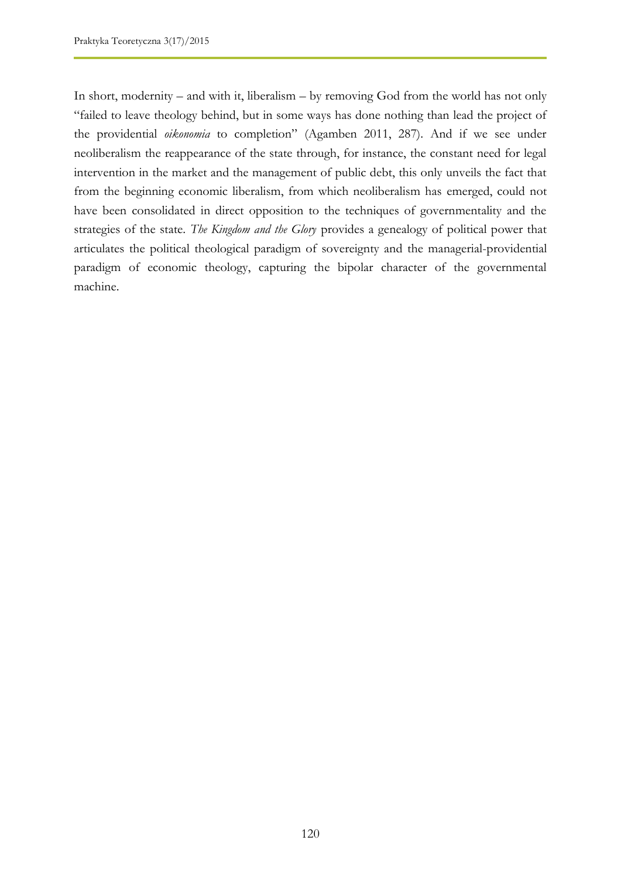In short, modernity – and with it, liberalism – by removing God from the world has not only "failed to leave theology behind, but in some ways has done nothing than lead the project of the providential *oikonomia* to completion" (Agamben 2011, 287). And if we see under neoliberalism the reappearance of the state through, for instance, the constant need for legal intervention in the market and the management of public debt, this only unveils the fact that from the beginning economic liberalism, from which neoliberalism has emerged, could not have been consolidated in direct opposition to the techniques of governmentality and the strategies of the state. *The Kingdom and the Glory* provides a genealogy of political power that articulates the political theological paradigm of sovereignty and the managerial-providential paradigm of economic theology, capturing the bipolar character of the governmental machine.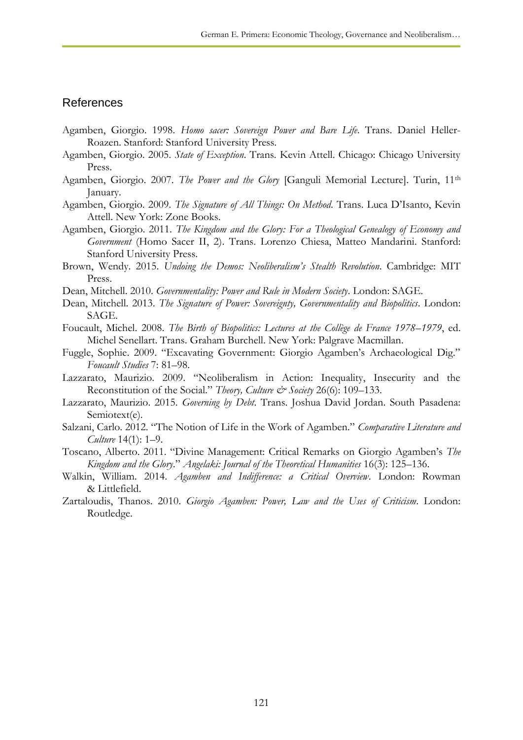## References

Agamben, Giorgio. 1998. *Homo sacer: Sovereign Power and Bare Life*. Trans. Daniel Heller-Roazen. Stanford: Stanford University Press.

Agamben, Giorgio. 2005. *State of Exception*. Trans. Kevin Attell. Chicago: Chicago University Press.

Agamben, Giorgio. 2007. *The Power and the Glory* [Ganguli Memorial Lecture]. Turin, 11th January.

Agamben, Giorgio. 2009. *The Signature of All Things: On Method*. Trans. Luca D'Isanto, Kevin Attell. New York: Zone Books.

Agamben, Giorgio. 2011. *The Kingdom and the Glory: For a Theological Genealogy of Economy and Government* (Homo Sacer II, 2). Trans. Lorenzo Chiesa, Matteo Mandarini. Stanford: Stanford University Press.

Brown, Wendy. 2015. *Undoing the Demos: Neoliberalism's Stealth Revolution*. Cambridge: MIT Press.

Dean, Mitchell. 2010. *Governmentality: Power and Rule in Modern Society*. London: SAGE.

Dean, Mitchell. 2013. *The Signature of Power: Sovereignty, Governmentality and Biopolitics*. London: SAGE.

Foucault, Michel. 2008. *The Birth of Biopolitics: Lectures at the Collège de France 1978–1979*, ed. Michel Senellart. Trans. Graham Burchell. New York: Palgrave Macmillan.

Fuggle, Sophie. 2009. "Excavating Government: Giorgio Agamben's Archaeological Dig." *Foucault Studies* 7: 81–98.

Lazzarato, Maurizio. 2009. "Neoliberalism in Action: Inequality, Insecurity and the Reconstitution of the Social." *Theory, Culture & Society* 26(6): 109–133.

Lazzarato, Maurizio. 2015. *Governing by Debt*. Trans. Joshua David Jordan. South Pasadena: Semiotext(e).

Salzani, Carlo. 2012. "The Notion of Life in the Work of Agamben." *Comparative Literature and Culture* 14(1): 1–9.

Toscano, Alberto. 2011. "Divine Management: Critical Remarks on Giorgio Agamben's *The Kingdom and the Glory*." *Angelaki: Journal of the Theoretical Humanities* 16(3): 125–136.

Walkin, William. 2014. *Agamben and Indifference: a Critical Overview*. London: Rowman & Littlefield.

Zartaloudis, Thanos. 2010. *Giorgio Agamben: Power, Law and the Uses of Criticism*. London: Routledge.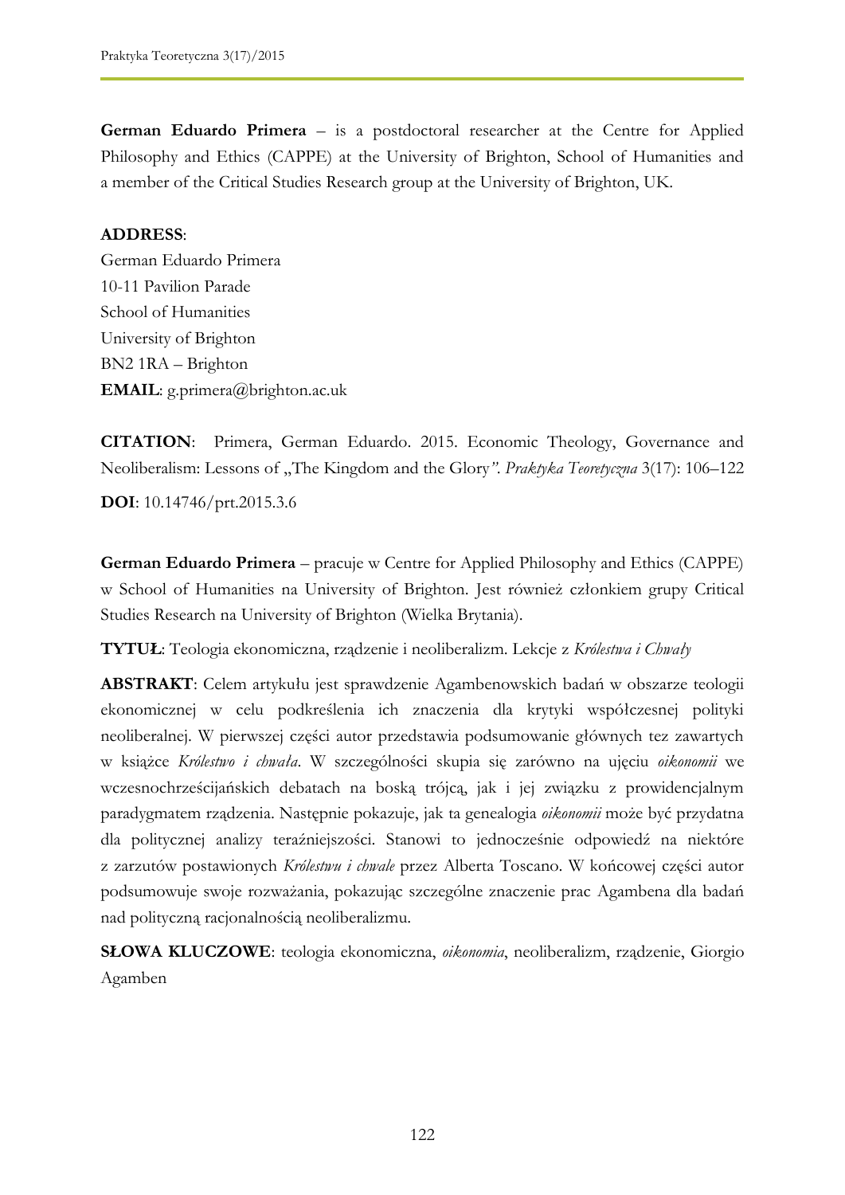**German Eduardo Primera** – is a postdoctoral researcher at the Centre for Applied Philosophy and Ethics (CAPPE) at the University of Brighton, School of Humanities and a member of the Critical Studies Research group at the University of Brighton, UK.

**ADDRESS**:
German Eduardo Primera
10-11 Pavilion Parade
School of Humanities
University of Brighton
BN2 1RA – Brighton
**EMAIL**: g.primera@brighton.ac.uk

**CITATION**: Primera, German Eduardo. 2015. Economic Theology, Governance and Neoliberalism: Lessons of „The Kingdom and the Glory*"*. *Praktyka Teoretyczna* 3(17): 106–122

**DOI**: 10.14746/prt.2015.3.6

**German Eduardo Primera** – pracuje w Centre for Applied Philosophy and Ethics (CAPPE) w School of Humanities na University of Brighton. Jest również członkiem grupy Critical Studies Research na University of Brighton (Wielka Brytania).

**TYTUŁ**: Teologia ekonomiczna, rządzenie i neoliberalizm. Lekcje z *Królestwa i Chwały*

**ABSTRAKT**: Celem artykułu jest sprawdzenie Agambenowskich badań w obszarze teologii ekonomicznej w celu podkreślenia ich znaczenia dla krytyki współczesnej polityki neoliberalnej. W pierwszej części autor przedstawia podsumowanie głównych tez zawartych w książce *Królestwo i chwała*. W szczególności skupia się zarówno na ujęciu *oikonomii* we wczesnochrześcijańskich debatach na boską trójcą, jak i jej związku z prowidencjalnym paradygmatem rządzenia. Następnie pokazuje, jak ta genealogia *oikonomii* może być przydatna dla politycznej analizy teraźniejszości. Stanowi to jednocześnie odpowiedź na niektóre z zarzutów postawionych *Królestwu i chwale* przez Alberta Toscano. W końcowej części autor podsumowuje swoje rozważania, pokazując szczególne znaczenie prac Agambena dla badań nad polityczną racjonalnością neoliberalizmu.

**SŁOWA KLUCZOWE**: teologia ekonomiczna, *oikonomia*, neoliberalizm, rządzenie, Giorgio Agamben